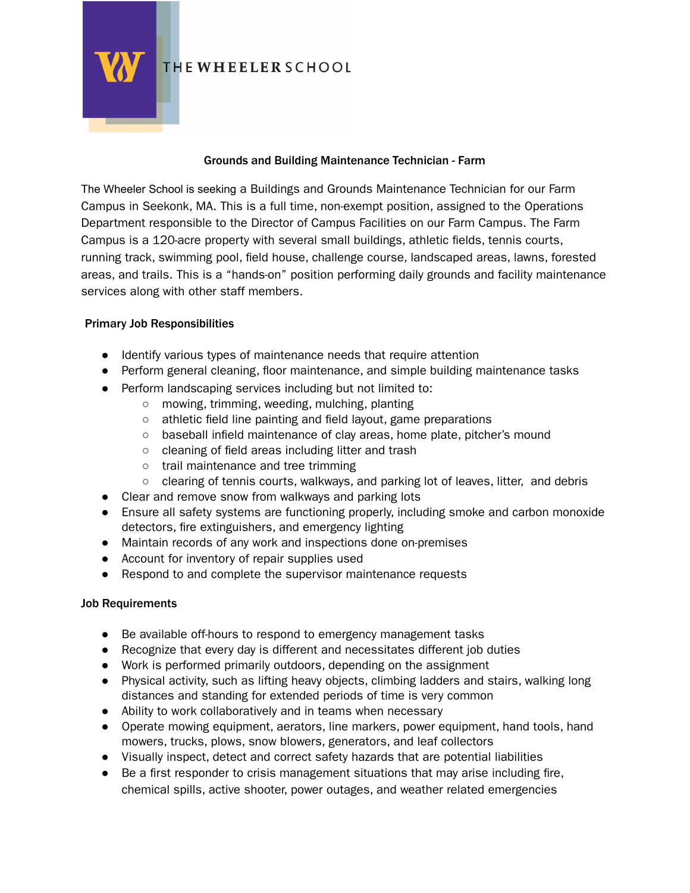THE WHEELER SCHOOL

# Grounds and Building Maintenance Technician - Farm

The Wheeler School is seeking a Buildings and Grounds Maintenance Technician for our Farm Campus in Seekonk, MA. This is a full time, non-exempt position, assigned to the Operations Department responsible to the Director of Campus Facilities on our Farm Campus. The Farm Campus is a 120-acre property with several small buildings, athletic fields, tennis courts, running track, swimming pool, field house, challenge course, landscaped areas, lawns, forested areas, and trails. This is a "hands-on" position performing daily grounds and facility maintenance services along with other staff members.

## Primary Job Responsibilities

- Identify various types of maintenance needs that require attention
- Perform general cleaning, floor maintenance, and simple building maintenance tasks
- Perform landscaping services including but not limited to:
  - mowing, trimming, weeding, mulching, planting
  - athletic field line painting and field layout, game preparations
  - baseball infield maintenance of clay areas, home plate, pitcher's mound
  - cleaning of field areas including litter and trash
  - trail maintenance and tree trimming
  - clearing of tennis courts, walkways, and parking lot of leaves, litter, and debris
- Clear and remove snow from walkways and parking lots
- Ensure all safety systems are functioning properly, including smoke and carbon monoxide detectors, fire extinguishers, and emergency lighting
- Maintain records of any work and inspections done on-premises
- Account for inventory of repair supplies used
- Respond to and complete the supervisor maintenance requests

## Job Requirements

- Be available off-hours to respond to emergency management tasks
- Recognize that every day is different and necessitates different job duties
- Work is performed primarily outdoors, depending on the assignment
- Physical activity, such as lifting heavy objects, climbing ladders and stairs, walking long distances and standing for extended periods of time is very common
- Ability to work collaboratively and in teams when necessary
- Operate mowing equipment, aerators, line markers, power equipment, hand tools, hand mowers, trucks, plows, snow blowers, generators, and leaf collectors
- Visually inspect, detect and correct safety hazards that are potential liabilities
- Be a first responder to crisis management situations that may arise including fire, chemical spills, active shooter, power outages, and weather related emergencies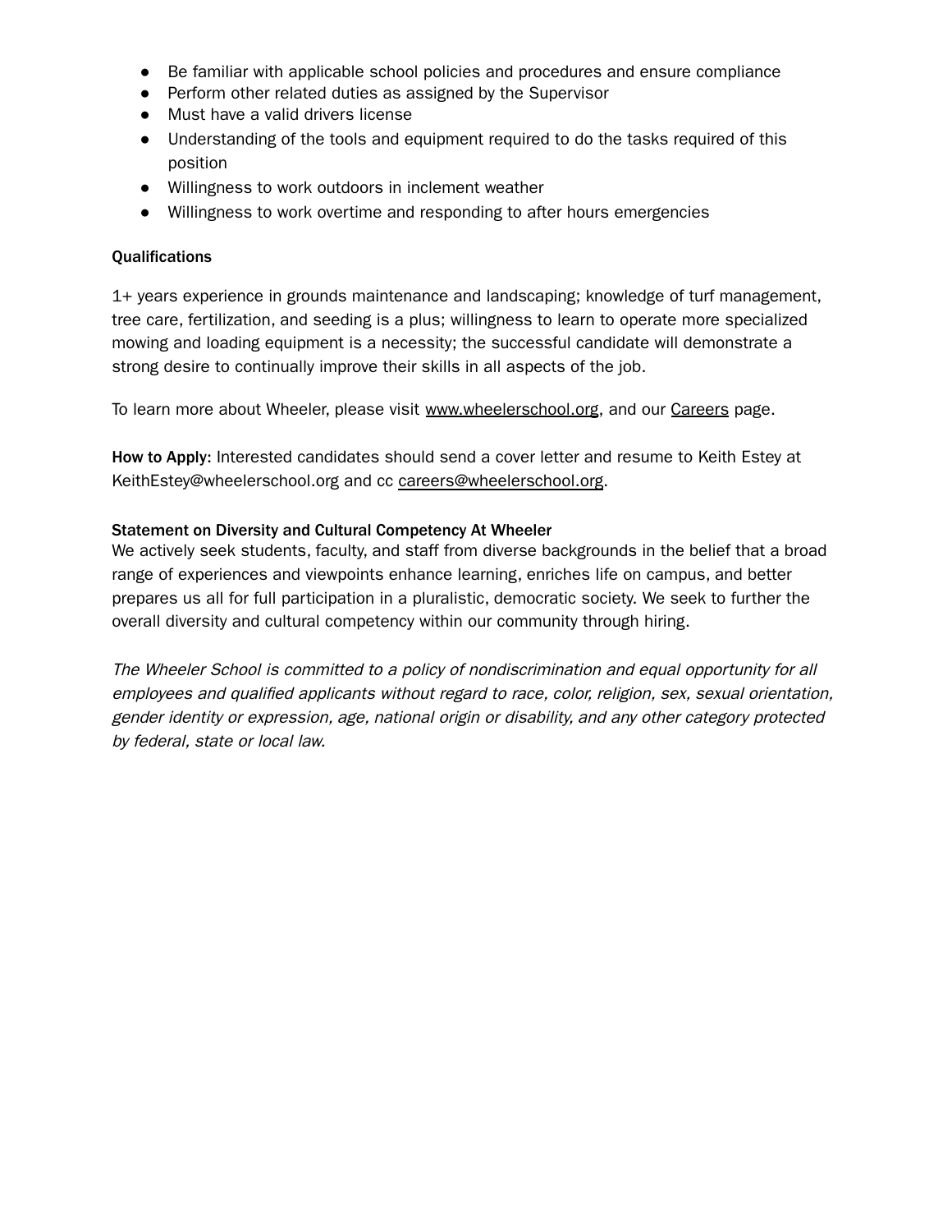- Be familiar with applicable school policies and procedures and ensure compliance
- Perform other related duties as assigned by the Supervisor
- Must have a valid drivers license
- Understanding of the tools and equipment required to do the tasks required of this position
- Willingness to work outdoors in inclement weather
- Willingness to work overtime and responding to after hours emergencies

**Qualifications**

1+ years experience in grounds maintenance and landscaping; knowledge of turf management, tree care, fertilization, and seeding is a plus; willingness to learn to operate more specialized mowing and loading equipment is a necessity; the successful candidate will demonstrate a strong desire to continually improve their skills in all aspects of the job.

To learn more about Wheeler, please visit www.wheelerschool.org, and our Careers page.

**How to Apply:** Interested candidates should send a cover letter and resume to Keith Estey at KeithEstey@wheelerschool.org and cc careers@wheelerschool.org.

**Statement on Diversity and Cultural Competency At Wheeler**

We actively seek students, faculty, and staff from diverse backgrounds in the belief that a broad range of experiences and viewpoints enhance learning, enriches life on campus, and better prepares us all for full participation in a pluralistic, democratic society. We seek to further the overall diversity and cultural competency within our community through hiring.

*The Wheeler School is committed to a policy of nondiscrimination and equal opportunity for all employees and qualified applicants without regard to race, color, religion, sex, sexual orientation, gender identity or expression, age, national origin or disability, and any other category protected by federal, state or local law.*